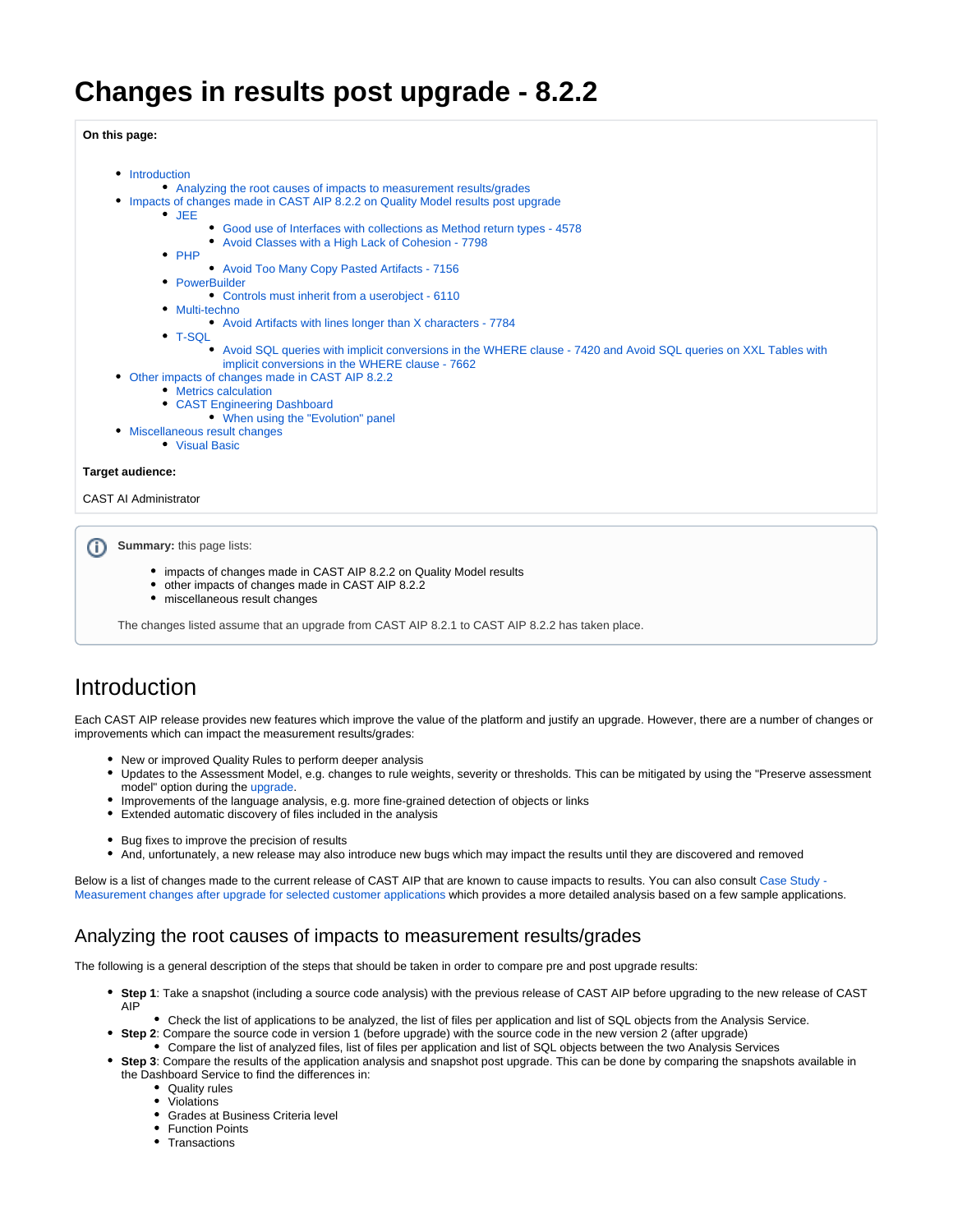# Changes in results post upgrade - 8.2.2

**On this page:**

- Introduction
  - Analyzing the root causes of impacts to measurement results/grades
- Impacts of changes made in CAST AIP 8.2.2 on Quality Model results post upgrade
  - JEE
    - Good use of Interfaces with collections as Method return types - 4578
    - Avoid Classes with a High Lack of Cohesion - 7798
  - PHP
    - Avoid Too Many Copy Pasted Artifacts - 7156
  - PowerBuilder
    - Controls must inherit from a userobject - 6110
  - Multi-techno
    - Avoid Artifacts with lines longer than X characters - 7784
  - T-SQL
    - Avoid SQL queries with implicit conversions in the WHERE clause - 7420 and Avoid SQL queries on XXL Tables with implicit conversions in the WHERE clause - 7662
- Other impacts of changes made in CAST AIP 8.2.2
  - Metrics calculation
  - CAST Engineering Dashboard
    - When using the "Evolution" panel
- Miscellaneous result changes
  - Visual Basic

**Target audience:**

CAST AI Administrator

**Summary:** this page lists:

- impacts of changes made in CAST AIP 8.2.2 on Quality Model results
- other impacts of changes made in CAST AIP 8.2.2
- miscellaneous result changes

The changes listed assume that an upgrade from CAST AIP 8.2.1 to CAST AIP 8.2.2 has taken place.

## Introduction

Each CAST AIP release provides new features which improve the value of the platform and justify an upgrade. However, there are a number of changes or improvements which can impact the measurement results/grades:

- New or improved Quality Rules to perform deeper analysis
- Updates to the Assessment Model, e.g. changes to rule weights, severity or thresholds. This can be mitigated by using the "Preserve assessment model" option during the upgrade.
- Improvements of the language analysis, e.g. more fine-grained detection of objects or links
- Extended automatic discovery of files included in the analysis

- Bug fixes to improve the precision of results
- And, unfortunately, a new release may also introduce new bugs which may impact the results until they are discovered and removed

Below is a list of changes made to the current release of CAST AIP that are known to cause impacts to results. You can also consult Case Study - Measurement changes after upgrade for selected customer applications which provides a more detailed analysis based on a few sample applications.

### Analyzing the root causes of impacts to measurement results/grades

The following is a general description of the steps that should be taken in order to compare pre and post upgrade results:

- **Step 1**: Take a snapshot (including a source code analysis) with the previous release of CAST AIP before upgrading to the new release of CAST AIP
  - Check the list of applications to be analyzed, the list of files per application and list of SQL objects from the Analysis Service.
- **Step 2**: Compare the source code in version 1 (before upgrade) with the source code in the new version 2 (after upgrade)
  - Compare the list of analyzed files, list of files per application and list of SQL objects between the two Analysis Services
- **Step 3**: Compare the results of the application analysis and snapshot post upgrade. This can be done by comparing the snapshots available in the Dashboard Service to find the differences in:
  - Quality rules
  - Violations
  - Grades at Business Criteria level
  - Function Points
  - Transactions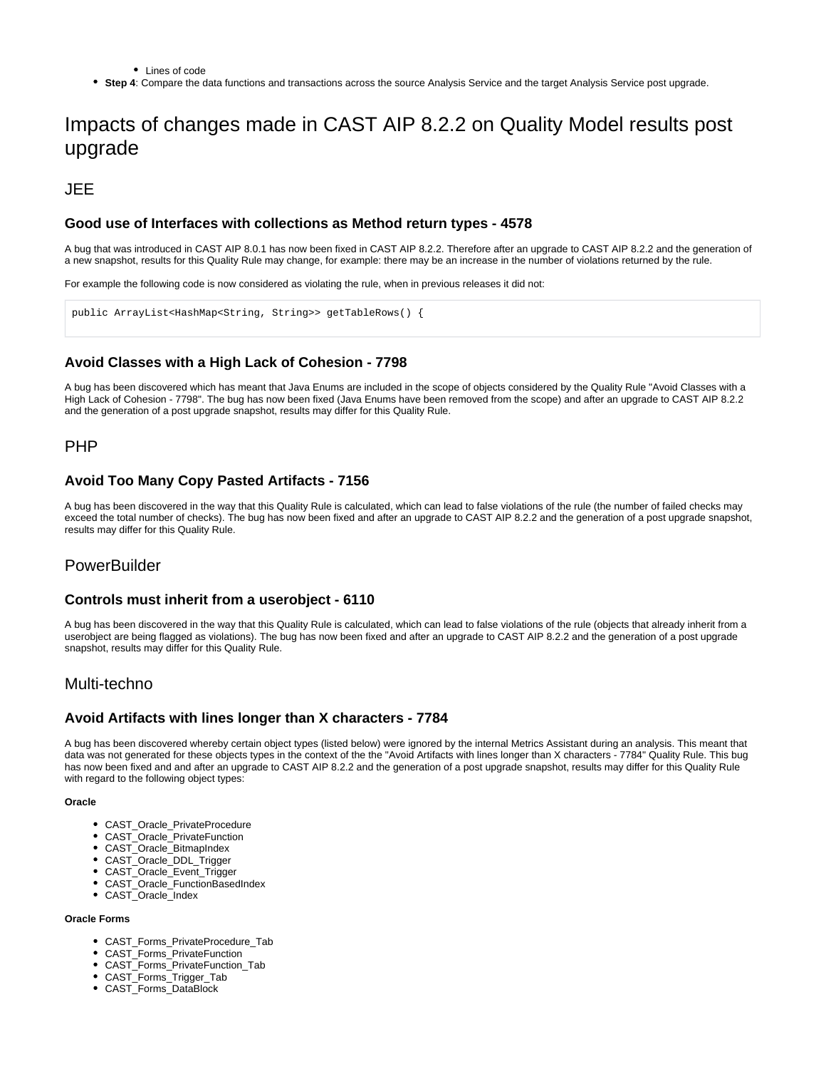- Lines of code
- **Step 4**: Compare the data functions and transactions across the source Analysis Service and the target Analysis Service post upgrade.

# Impacts of changes made in CAST AIP 8.2.2 on Quality Model results post upgrade

## JEE

### Good use of Interfaces with collections as Method return types - 4578

A bug that was introduced in CAST AIP 8.0.1 has now been fixed in CAST AIP 8.2.2. Therefore after an upgrade to CAST AIP 8.2.2 and the generation of a new snapshot, results for this Quality Rule may change, for example: there may be an increase in the number of violations returned by the rule.

For example the following code is now considered as violating the rule, when in previous releases it did not:

```
public ArrayList<HashMap<String, String>> getTableRows() {
```

### Avoid Classes with a High Lack of Cohesion - 7798

A bug has been discovered which has meant that Java Enums are included in the scope of objects considered by the Quality Rule "Avoid Classes with a High Lack of Cohesion - 7798". The bug has now been fixed (Java Enums have been removed from the scope) and after an upgrade to CAST AIP 8.2.2 and the generation of a post upgrade snapshot, results may differ for this Quality Rule.

## PHP

### Avoid Too Many Copy Pasted Artifacts - 7156

A bug has been discovered in the way that this Quality Rule is calculated, which can lead to false violations of the rule (the number of failed checks may exceed the total number of checks). The bug has now been fixed and after an upgrade to CAST AIP 8.2.2 and the generation of a post upgrade snapshot, results may differ for this Quality Rule.

## PowerBuilder

### Controls must inherit from a userobject - 6110

A bug has been discovered in the way that this Quality Rule is calculated, which can lead to false violations of the rule (objects that already inherit from a userobject are being flagged as violations). The bug has now been fixed and after an upgrade to CAST AIP 8.2.2 and the generation of a post upgrade snapshot, results may differ for this Quality Rule.

## Multi-techno

### Avoid Artifacts with lines longer than X characters - 7784

A bug has been discovered whereby certain object types (listed below) were ignored by the internal Metrics Assistant during an analysis. This meant that data was not generated for these objects types in the context of the the "Avoid Artifacts with lines longer than X characters - 7784" Quality Rule. This bug has now been fixed and and after an upgrade to CAST AIP 8.2.2 and the generation of a post upgrade snapshot, results may differ for this Quality Rule with regard to the following object types:

#### Oracle

- CAST_Oracle_PrivateProcedure
- CAST_Oracle_PrivateFunction
- CAST_Oracle_BitmapIndex
- CAST_Oracle_DDL_Trigger
- CAST_Oracle_Event_Trigger
- CAST_Oracle_FunctionBasedIndex
- CAST_Oracle_Index

#### Oracle Forms

- CAST_Forms_PrivateProcedure_Tab
- CAST_Forms_PrivateFunction
- CAST_Forms_PrivateFunction_Tab
- CAST_Forms_Trigger_Tab
- CAST_Forms_DataBlock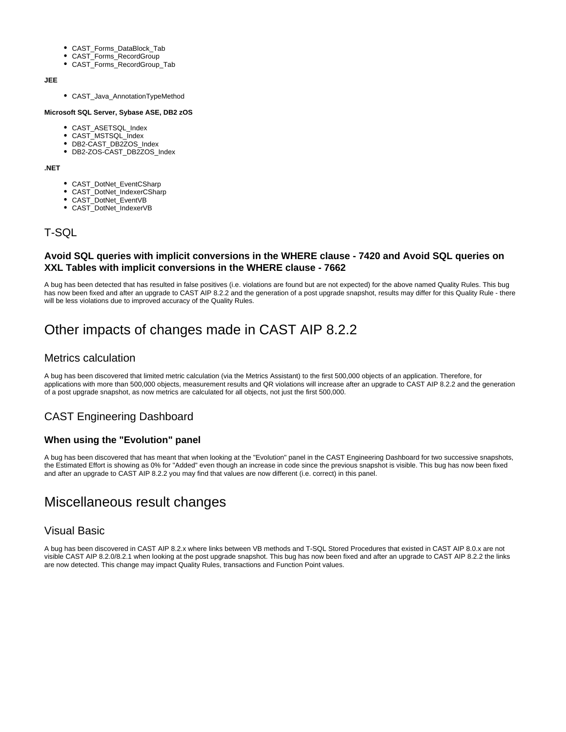- CAST_Forms_DataBlock_Tab
- CAST_Forms_RecordGroup
- CAST_Forms_RecordGroup_Tab

**JEE**

- CAST_Java_AnnotationTypeMethod

**Microsoft SQL Server, Sybase ASE, DB2 zOS**

- CAST_ASETSQL_Index
- CAST_MSTSQL_Index
- DB2-CAST_DB2ZOS_Index
- DB2-ZOS-CAST_DB2ZOS_Index

**.NET**

- CAST_DotNet_EventCSharp
- CAST_DotNet_IndexerCSharp
- CAST_DotNet_EventVB
- CAST_DotNet_IndexerVB

## T-SQL

### Avoid SQL queries with implicit conversions in the WHERE clause - 7420 and Avoid SQL queries on XXL Tables with implicit conversions in the WHERE clause - 7662

A bug has been detected that has resulted in false positives (i.e. violations are found but are not expected) for the above named Quality Rules. This bug has now been fixed and after an upgrade to CAST AIP 8.2.2 and the generation of a post upgrade snapshot, results may differ for this Quality Rule - there will be less violations due to improved accuracy of the Quality Rules.

# Other impacts of changes made in CAST AIP 8.2.2

## Metrics calculation

A bug has been discovered that limited metric calculation (via the Metrics Assistant) to the first 500,000 objects of an application. Therefore, for applications with more than 500,000 objects, measurement results and QR violations will increase after an upgrade to CAST AIP 8.2.2 and the generation of a post upgrade snapshot, as now metrics are calculated for all objects, not just the first 500,000.

## CAST Engineering Dashboard

### When using the "Evolution" panel

A bug has been discovered that has meant that when looking at the "Evolution" panel in the CAST Engineering Dashboard for two successive snapshots, the Estimated Effort is showing as 0% for "Added" even though an increase in code since the previous snapshot is visible. This bug has now been fixed and after an upgrade to CAST AIP 8.2.2 you may find that values are now different (i.e. correct) in this panel.

# Miscellaneous result changes

## Visual Basic

A bug has been discovered in CAST AIP 8.2.x where links between VB methods and T-SQL Stored Procedures that existed in CAST AIP 8.0.x are not visible CAST AIP 8.2.0/8.2.1 when looking at the post upgrade snapshot. This bug has now been fixed and after an upgrade to CAST AIP 8.2.2 the links are now detected. This change may impact Quality Rules, transactions and Function Point values.